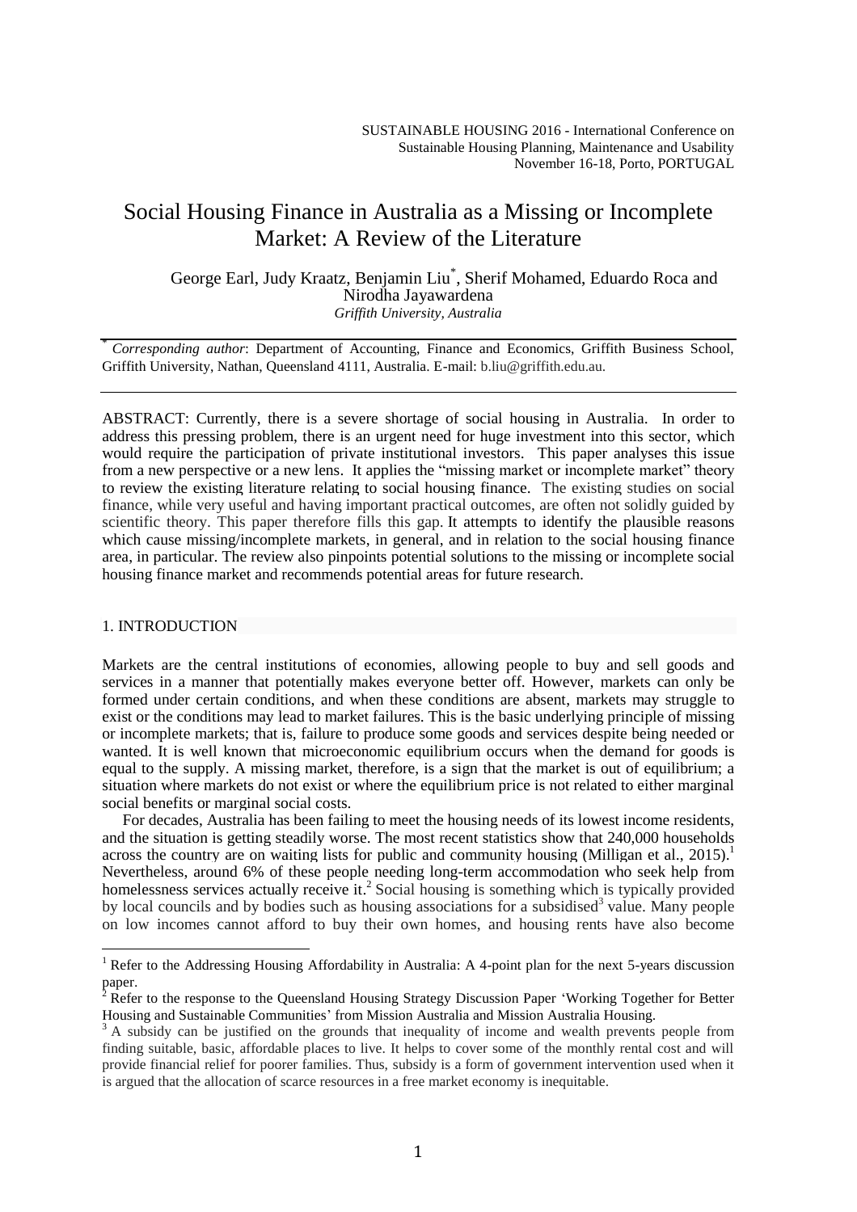SUSTAINABLE HOUSING 2016 - International Conference on Sustainable Housing Planning, Maintenance and Usability
November 16-18, Porto, PORTUGAL

# Social Housing Finance in Australia as a Missing or Incomplete Market: A Review of the Literature

George Earl, Judy Kraatz, Benjamin Liu[*], Sherif Mohamed, Eduardo Roca and Nirodha Jayawardena

*Griffith University, Australia*

[*] *Corresponding author*: Department of Accounting, Finance and Economics, Griffith Business School, Griffith University, Nathan, Queensland 4111, Australia. E-mail: b.liu@griffith.edu.au.

ABSTRACT: Currently, there is a severe shortage of social housing in Australia. In order to address this pressing problem, there is an urgent need for huge investment into this sector, which would require the participation of private institutional investors. This paper analyses this issue from a new perspective or a new lens. It applies the "missing market or incomplete market" theory to review the existing literature relating to social housing finance. The existing studies on social finance, while very useful and having important practical outcomes, are often not solidly guided by scientific theory. This paper therefore fills this gap. It attempts to identify the plausible reasons which cause missing/incomplete markets, in general, and in relation to the social housing finance area, in particular. The review also pinpoints potential solutions to the missing or incomplete social housing finance market and recommends potential areas for future research.

## 1. INTRODUCTION

Markets are the central institutions of economies, allowing people to buy and sell goods and services in a manner that potentially makes everyone better off. However, markets can only be formed under certain conditions, and when these conditions are absent, markets may struggle to exist or the conditions may lead to market failures. This is the basic underlying principle of missing or incomplete markets; that is, failure to produce some goods and services despite being needed or wanted. It is well known that microeconomic equilibrium occurs when the demand for goods is equal to the supply. A missing market, therefore, is a sign that the market is out of equilibrium; a situation where markets do not exist or where the equilibrium price is not related to either marginal social benefits or marginal social costs.

For decades, Australia has been failing to meet the housing needs of its lowest income residents, and the situation is getting steadily worse. The most recent statistics show that 240,000 households across the country are on waiting lists for public and community housing (Milligan et al., 2015).[1] Nevertheless, around 6% of these people needing long-term accommodation who seek help from homelessness services actually receive it.[2] Social housing is something which is typically provided by local councils and by bodies such as housing associations for a subsidised[3] value. Many people on low incomes cannot afford to buy their own homes, and housing rents have also become

---

[1] Refer to the Addressing Housing Affordability in Australia: A 4-point plan for the next 5-years discussion paper.

[2] Refer to the response to the Queensland Housing Strategy Discussion Paper 'Working Together for Better Housing and Sustainable Communities' from Mission Australia and Mission Australia Housing.

[3] A subsidy can be justified on the grounds that inequality of income and wealth prevents people from finding suitable, basic, affordable places to live. It helps to cover some of the monthly rental cost and will provide financial relief for poorer families. Thus, subsidy is a form of government intervention used when it is argued that the allocation of scarce resources in a free market economy is inequitable.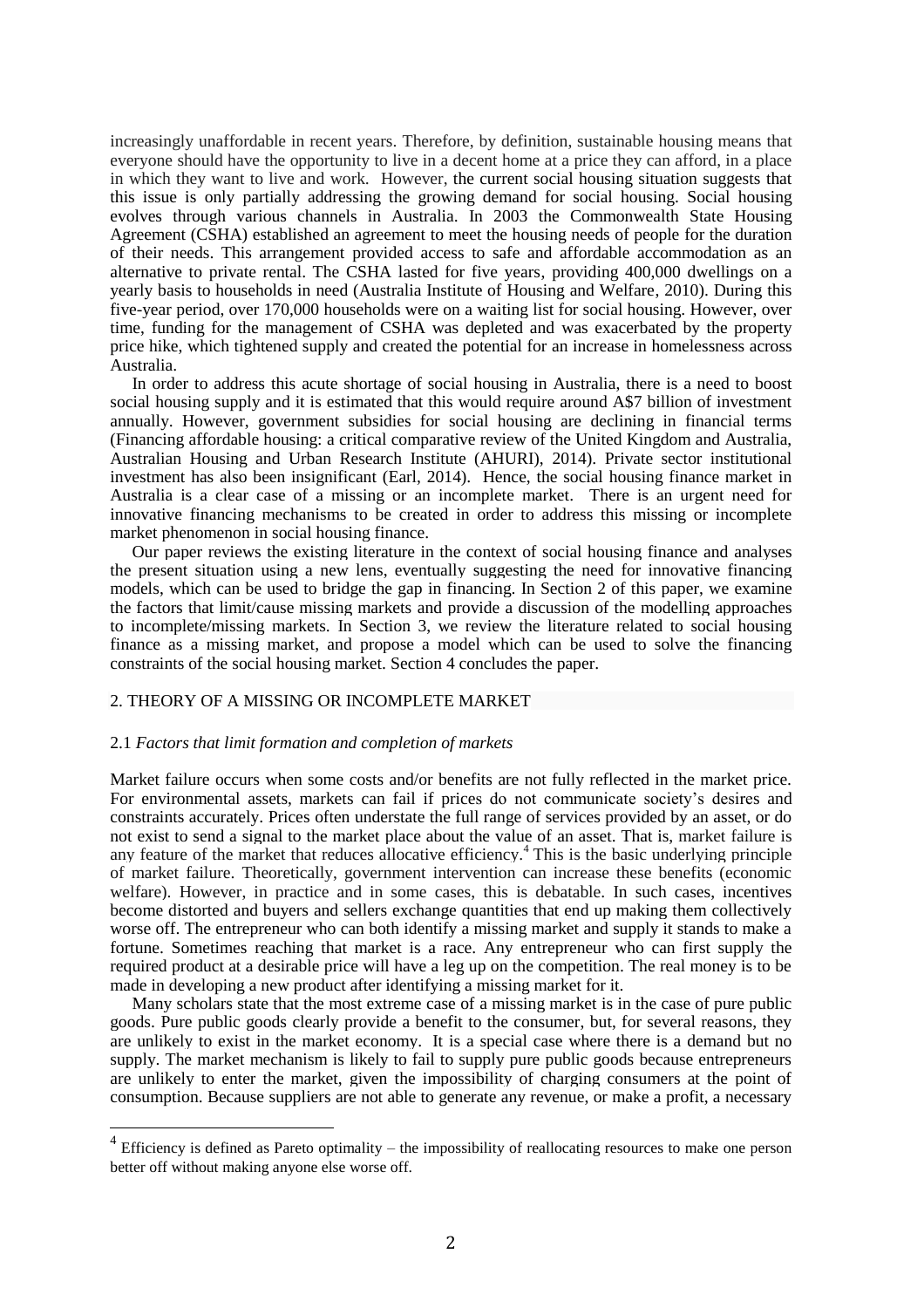increasingly unaffordable in recent years. Therefore, by definition, sustainable housing means that everyone should have the opportunity to live in a decent home at a price they can afford, in a place in which they want to live and work. However, the current social housing situation suggests that this issue is only partially addressing the growing demand for social housing. Social housing evolves through various channels in Australia. In 2003 the Commonwealth State Housing Agreement (CSHA) established an agreement to meet the housing needs of people for the duration of their needs. This arrangement provided access to safe and affordable accommodation as an alternative to private rental. The CSHA lasted for five years, providing 400,000 dwellings on a yearly basis to households in need (Australia Institute of Housing and Welfare, 2010). During this five-year period, over 170,000 households were on a waiting list for social housing. However, over time, funding for the management of CSHA was depleted and was exacerbated by the property price hike, which tightened supply and created the potential for an increase in homelessness across Australia.

In order to address this acute shortage of social housing in Australia, there is a need to boost social housing supply and it is estimated that this would require around A$7 billion of investment annually. However, government subsidies for social housing are declining in financial terms (Financing affordable housing: a critical comparative review of the United Kingdom and Australia, Australian Housing and Urban Research Institute (AHURI), 2014). Private sector institutional investment has also been insignificant (Earl, 2014). Hence, the social housing finance market in Australia is a clear case of a missing or an incomplete market. There is an urgent need for innovative financing mechanisms to be created in order to address this missing or incomplete market phenomenon in social housing finance.

Our paper reviews the existing literature in the context of social housing finance and analyses the present situation using a new lens, eventually suggesting the need for innovative financing models, which can be used to bridge the gap in financing. In Section 2 of this paper, we examine the factors that limit/cause missing markets and provide a discussion of the modelling approaches to incomplete/missing markets. In Section 3, we review the literature related to social housing finance as a missing market, and propose a model which can be used to solve the financing constraints of the social housing market. Section 4 concludes the paper.

## 2. THEORY OF A MISSING OR INCOMPLETE MARKET

### 2.1 *Factors that limit formation and completion of markets*

Market failure occurs when some costs and/or benefits are not fully reflected in the market price. For environmental assets, markets can fail if prices do not communicate society's desires and constraints accurately. Prices often understate the full range of services provided by an asset, or do not exist to send a signal to the market place about the value of an asset. That is, market failure is any feature of the market that reduces allocative efficiency.[4] This is the basic underlying principle of market failure. Theoretically, government intervention can increase these benefits (economic welfare). However, in practice and in some cases, this is debatable. In such cases, incentives become distorted and buyers and sellers exchange quantities that end up making them collectively worse off. The entrepreneur who can both identify a missing market and supply it stands to make a fortune. Sometimes reaching that market is a race. Any entrepreneur who can first supply the required product at a desirable price will have a leg up on the competition. The real money is to be made in developing a new product after identifying a missing market for it.

Many scholars state that the most extreme case of a missing market is in the case of pure public goods. Pure public goods clearly provide a benefit to the consumer, but, for several reasons, they are unlikely to exist in the market economy. It is a special case where there is a demand but no supply. The market mechanism is likely to fail to supply pure public goods because entrepreneurs are unlikely to enter the market, given the impossibility of charging consumers at the point of consumption. Because suppliers are not able to generate any revenue, or make a profit, a necessary

[4] Efficiency is defined as Pareto optimality – the impossibility of reallocating resources to make one person better off without making anyone else worse off.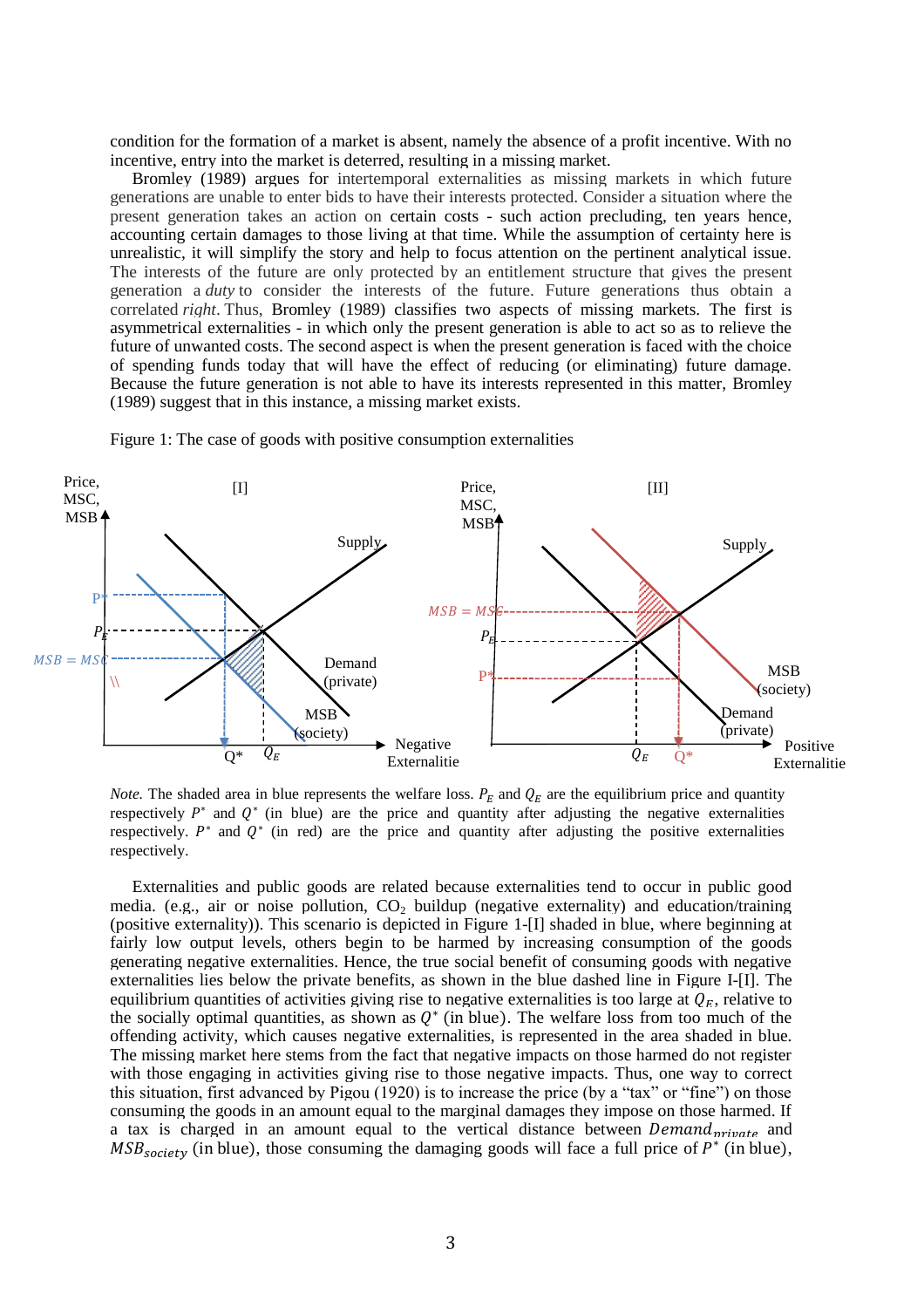condition for the formation of a market is absent, namely the absence of a profit incentive. With no incentive, entry into the market is deterred, resulting in a missing market.

Bromley (1989) argues for intertemporal externalities as missing markets in which future generations are unable to enter bids to have their interests protected. Consider a situation where the present generation takes an action on certain costs - such action precluding, ten years hence, accounting certain damages to those living at that time. While the assumption of certainty here is unrealistic, it will simplify the story and help to focus attention on the pertinent analytical issue. The interests of the future are only protected by an entitlement structure that gives the present generation a *duty* to consider the interests of the future. Future generations thus obtain a correlated *right*. Thus, Bromley (1989) classifies two aspects of missing markets. The first is asymmetrical externalities - in which only the present generation is able to act so as to relieve the future of unwanted costs. The second aspect is when the present generation is faced with the choice of spending funds today that will have the effect of reducing (or eliminating) future damage. Because the future generation is not able to have its interests represented in this matter, Bromley (1989) suggest that in this instance, a missing market exists.

Figure 1: The case of goods with positive consumption externalities

*Note.* The shaded area in blue represents the welfare loss. $P_E$ and $Q_E$ are the equilibrium price and quantity respectively $P^*$ and $Q^*$ (in blue) are the price and quantity after adjusting the negative externalities respectively. $P^*$ and $Q^*$ (in red) are the price and quantity after adjusting the positive externalities respectively.

Externalities and public goods are related because externalities tend to occur in public good media. (e.g., air or noise pollution, $CO_2$ buildup (negative externality) and education/training (positive externality)). This scenario is depicted in Figure 1-[I] shaded in blue, where beginning at fairly low output levels, others begin to be harmed by increasing consumption of the goods generating negative externalities. Hence, the true social benefit of consuming goods with negative externalities lies below the private benefits, as shown in the blue dashed line in Figure I-[I]. The equilibrium quantities of activities giving rise to negative externalities is too large at $Q_E$, relative to the socially optimal quantities, as shown as $Q^*$ (in blue). The welfare loss from too much of the offending activity, which causes negative externalities, is represented in the area shaded in blue. The missing market here stems from the fact that negative impacts on those harmed do not register with those engaging in activities giving rise to those negative impacts. Thus, one way to correct this situation, first advanced by Pigou (1920) is to increase the price (by a "tax" or "fine") on those consuming the goods in an amount equal to the marginal damages they impose on those harmed. If a tax is charged in an amount equal to the vertical distance between $Demand_{private}$ and $MSB_{society}$ (in blue), those consuming the damaging goods will face a full price of $P^*$ (in blue),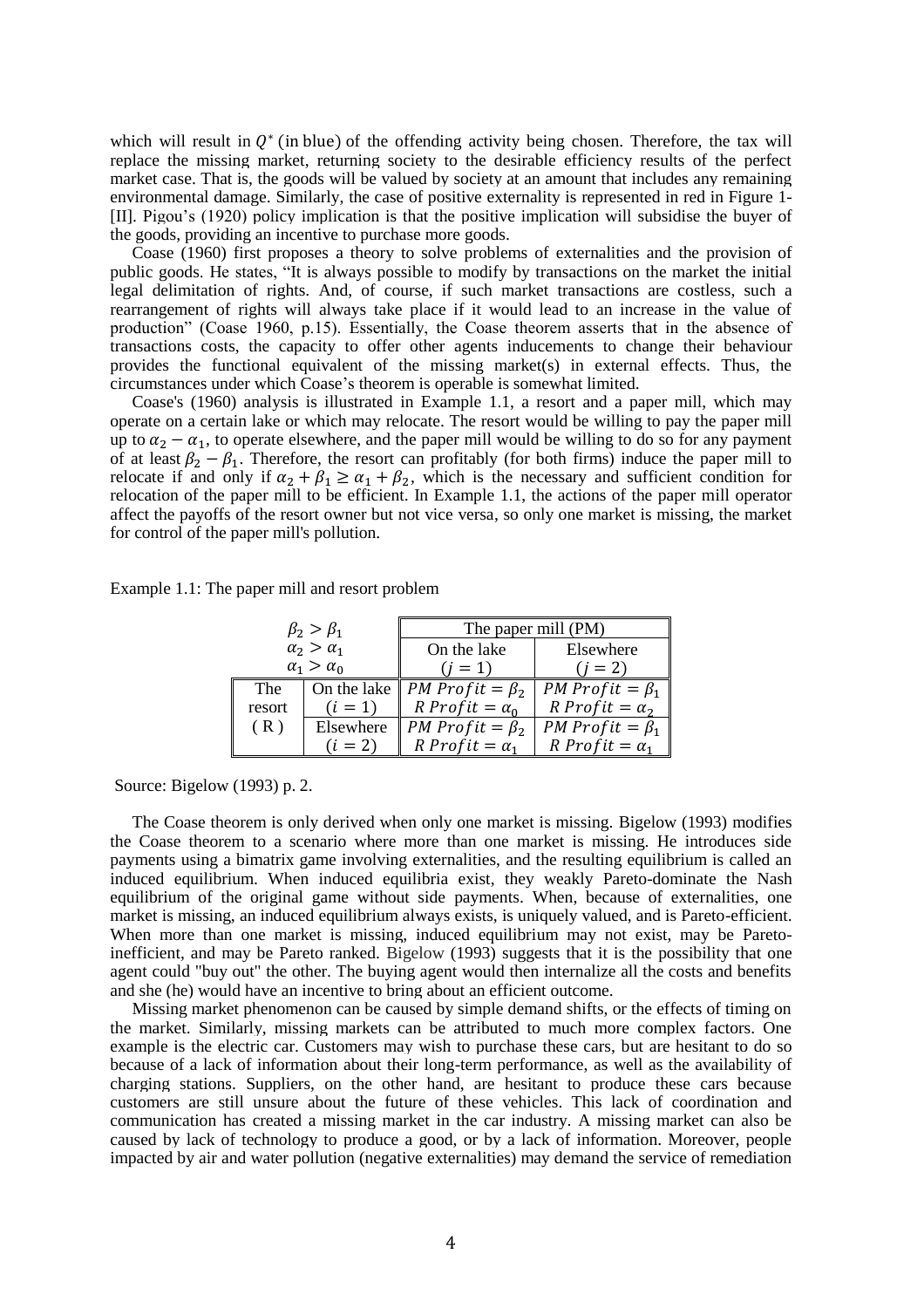which will result in $Q^*$ (in blue) of the offending activity being chosen. Therefore, the tax will replace the missing market, returning society to the desirable efficiency results of the perfect market case. That is, the goods will be valued by society at an amount that includes any remaining environmental damage. Similarly, the case of positive externality is represented in red in Figure 1-[II]. Pigou's (1920) policy implication is that the positive implication will subsidise the buyer of the goods, providing an incentive to purchase more goods.

Coase (1960) first proposes a theory to solve problems of externalities and the provision of public goods. He states, "It is always possible to modify by transactions on the market the initial legal delimitation of rights. And, of course, if such market transactions are costless, such a rearrangement of rights will always take place if it would lead to an increase in the value of production" (Coase 1960, p.15). Essentially, the Coase theorem asserts that in the absence of transactions costs, the capacity to offer other agents inducements to change their behaviour provides the functional equivalent of the missing market(s) in external effects. Thus, the circumstances under which Coase's theorem is operable is somewhat limited.

Coase's (1960) analysis is illustrated in Example 1.1, a resort and a paper mill, which may operate on a certain lake or which may relocate. The resort would be willing to pay the paper mill up to $\alpha_2 - \alpha_1$, to operate elsewhere, and the paper mill would be willing to do so for any payment of at least $\beta_2 - \beta_1$. Therefore, the resort can profitably (for both firms) induce the paper mill to relocate if and only if $\alpha_2 + \beta_1 \geq \alpha_1 + \beta_2$, which is the necessary and sufficient condition for relocation of the paper mill to be efficient. In Example 1.1, the actions of the paper mill operator affect the payoffs of the resort owner but not vice versa, so only one market is missing, the market for control of the paper mill's pollution.

Example 1.1: The paper mill and resort problem

| $\beta_2 > \beta_1$, $\alpha_2 > \alpha_1$, $\alpha_1 > \alpha_0$ | | The paper mill (PM) | |
|---|---|---|---|
| | | On the lake ($j = 1$) | Elsewhere ($j = 2$) |
| The resort (R) | On the lake ($i = 1$) | $PM\ Profit = \beta_2$<br>$R\ Profit = \alpha_0$ | $PM\ Profit = \beta_1$<br>$R\ Profit = \alpha_2$ |
| | Elsewhere ($i = 2$) | $PM\ Profit = \beta_2$<br>$R\ Profit = \alpha_1$ | $PM\ Profit = \beta_1$<br>$R\ Profit = \alpha_1$ |

Source: Bigelow (1993) p. 2.

The Coase theorem is only derived when only one market is missing. Bigelow (1993) modifies the Coase theorem to a scenario where more than one market is missing. He introduces side payments using a bimatrix game involving externalities, and the resulting equilibrium is called an induced equilibrium. When induced equilibria exist, they weakly Pareto-dominate the Nash equilibrium of the original game without side payments. When, because of externalities, one market is missing, an induced equilibrium always exists, is uniquely valued, and is Pareto-efficient. When more than one market is missing, induced equilibrium may not exist, may be Pareto-inefficient, and may be Pareto ranked. Bigelow (1993) suggests that it is the possibility that one agent could "buy out" the other. The buying agent would then internalize all the costs and benefits and she (he) would have an incentive to bring about an efficient outcome.

Missing market phenomenon can be caused by simple demand shifts, or the effects of timing on the market. Similarly, missing markets can be attributed to much more complex factors. One example is the electric car. Customers may wish to purchase these cars, but are hesitant to do so because of a lack of information about their long-term performance, as well as the availability of charging stations. Suppliers, on the other hand, are hesitant to produce these cars because customers are still unsure about the future of these vehicles. This lack of coordination and communication has created a missing market in the car industry. A missing market can also be caused by lack of technology to produce a good, or by a lack of information. Moreover, people impacted by air and water pollution (negative externalities) may demand the service of remediation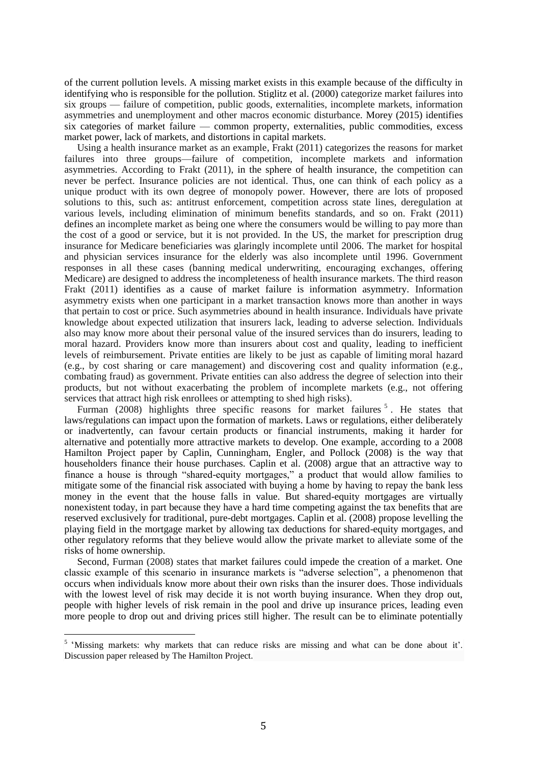of the current pollution levels. A missing market exists in this example because of the difficulty in identifying who is responsible for the pollution. Stiglitz et al. (2000) categorize market failures into six groups — failure of competition, public goods, externalities, incomplete markets, information asymmetries and unemployment and other macros economic disturbance. Morey (2015) identifies six categories of market failure — common property, externalities, public commodities, excess market power, lack of markets, and distortions in capital markets.

Using a health insurance market as an example, Frakt (2011) categorizes the reasons for market failures into three groups—failure of competition, incomplete markets and information asymmetries. According to Frakt (2011), in the sphere of health insurance, the competition can never be perfect. Insurance policies are not identical. Thus, one can think of each policy as a unique product with its own degree of monopoly power. However, there are lots of proposed solutions to this, such as: antitrust enforcement, competition across state lines, deregulation at various levels, including elimination of minimum benefits standards, and so on. Frakt (2011) defines an incomplete market as being one where the consumers would be willing to pay more than the cost of a good or service, but it is not provided. In the US, the market for prescription drug insurance for Medicare beneficiaries was glaringly incomplete until 2006. The market for hospital and physician services insurance for the elderly was also incomplete until 1996. Government responses in all these cases (banning medical underwriting, encouraging exchanges, offering Medicare) are designed to address the incompleteness of health insurance markets. The third reason Frakt (2011) identifies as a cause of market failure is information asymmetry. Information asymmetry exists when one participant in a market transaction knows more than another in ways that pertain to cost or price. Such asymmetries abound in health insurance. Individuals have private knowledge about expected utilization that insurers lack, leading to adverse selection. Individuals also may know more about their personal value of the insured services than do insurers, leading to moral hazard. Providers know more than insurers about cost and quality, leading to inefficient levels of reimbursement. Private entities are likely to be just as capable of limiting moral hazard (e.g., by cost sharing or care management) and discovering cost and quality information (e.g., combating fraud) as government. Private entities can also address the degree of selection into their products, but not without exacerbating the problem of incomplete markets (e.g., not offering services that attract high risk enrollees or attempting to shed high risks).

Furman (2008) highlights three specific reasons for market failures [5]. He states that laws/regulations can impact upon the formation of markets. Laws or regulations, either deliberately or inadvertently, can favour certain products or financial instruments, making it harder for alternative and potentially more attractive markets to develop. One example, according to a 2008 Hamilton Project paper by Caplin, Cunningham, Engler, and Pollock (2008) is the way that householders finance their house purchases. Caplin et al. (2008) argue that an attractive way to finance a house is through "shared-equity mortgages," a product that would allow families to mitigate some of the financial risk associated with buying a home by having to repay the bank less money in the event that the house falls in value. But shared-equity mortgages are virtually nonexistent today, in part because they have a hard time competing against the tax benefits that are reserved exclusively for traditional, pure-debt mortgages. Caplin et al. (2008) propose levelling the playing field in the mortgage market by allowing tax deductions for shared-equity mortgages, and other regulatory reforms that they believe would allow the private market to alleviate some of the risks of home ownership.

Second, Furman (2008) states that market failures could impede the creation of a market. One classic example of this scenario in insurance markets is "adverse selection", a phenomenon that occurs when individuals know more about their own risks than the insurer does. Those individuals with the lowest level of risk may decide it is not worth buying insurance. When they drop out, people with higher levels of risk remain in the pool and drive up insurance prices, leading even more people to drop out and driving prices still higher. The result can be to eliminate potentially

[5] 'Missing markets: why markets that can reduce risks are missing and what can be done about it'. Discussion paper released by The Hamilton Project.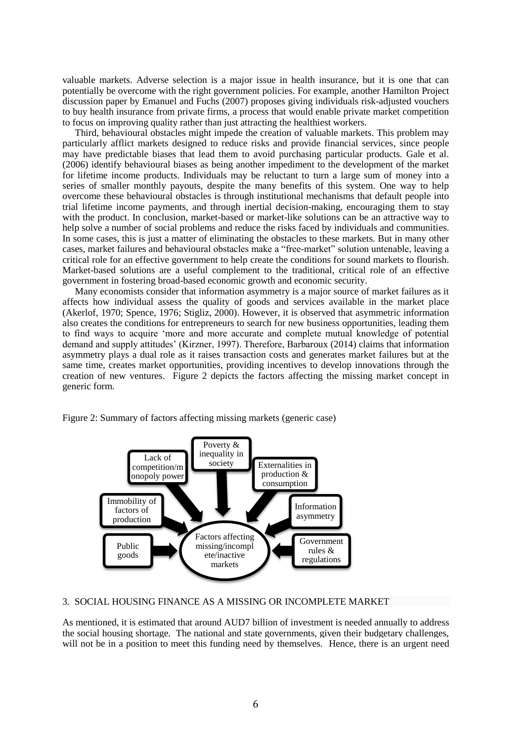valuable markets. Adverse selection is a major issue in health insurance, but it is one that can potentially be overcome with the right government policies. For example, another Hamilton Project discussion paper by Emanuel and Fuchs (2007) proposes giving individuals risk-adjusted vouchers to buy health insurance from private firms, a process that would enable private market competition to focus on improving quality rather than just attracting the healthiest workers.

Third, behavioural obstacles might impede the creation of valuable markets. This problem may particularly afflict markets designed to reduce risks and provide financial services, since people may have predictable biases that lead them to avoid purchasing particular products. Gale et al. (2006) identify behavioural biases as being another impediment to the development of the market for lifetime income products. Individuals may be reluctant to turn a large sum of money into a series of smaller monthly payouts, despite the many benefits of this system. One way to help overcome these behavioural obstacles is through institutional mechanisms that default people into trial lifetime income payments, and through inertial decision-making, encouraging them to stay with the product. In conclusion, market-based or market-like solutions can be an attractive way to help solve a number of social problems and reduce the risks faced by individuals and communities. In some cases, this is just a matter of eliminating the obstacles to these markets. But in many other cases, market failures and behavioural obstacles make a "free-market" solution untenable, leaving a critical role for an effective government to help create the conditions for sound markets to flourish. Market-based solutions are a useful complement to the traditional, critical role of an effective government in fostering broad-based economic growth and economic security.

Many economists consider that information asymmetry is a major source of market failures as it affects how individual assess the quality of goods and services available in the market place (Akerlof, 1970; Spence, 1976; Stigliz, 2000). However, it is observed that asymmetric information also creates the conditions for entrepreneurs to search for new business opportunities, leading them to find ways to acquire 'more and more accurate and complete mutual knowledge of potential demand and supply attitudes' (Kirzner, 1997). Therefore, Barbaroux (2014) claims that information asymmetry plays a dual role as it raises transaction costs and generates market failures but at the same time, creates market opportunities, providing incentives to develop innovations through the creation of new ventures. Figure 2 depicts the factors affecting the missing market concept in generic form.

Figure 2: Summary of factors affecting missing markets (generic case)

Lack of competition/monopoly power

Poverty & inequality in society

Externalities in production & consumption

Immobility of factors of production

Information asymmetry

Public goods

Factors affecting missing/incomplete/inactive markets

Government rules & regulations

## 3. SOCIAL HOUSING FINANCE AS A MISSING OR INCOMPLETE MARKET

As mentioned, it is estimated that around AUD7 billion of investment is needed annually to address the social housing shortage. The national and state governments, given their budgetary challenges, will not be in a position to meet this funding need by themselves. Hence, there is an urgent need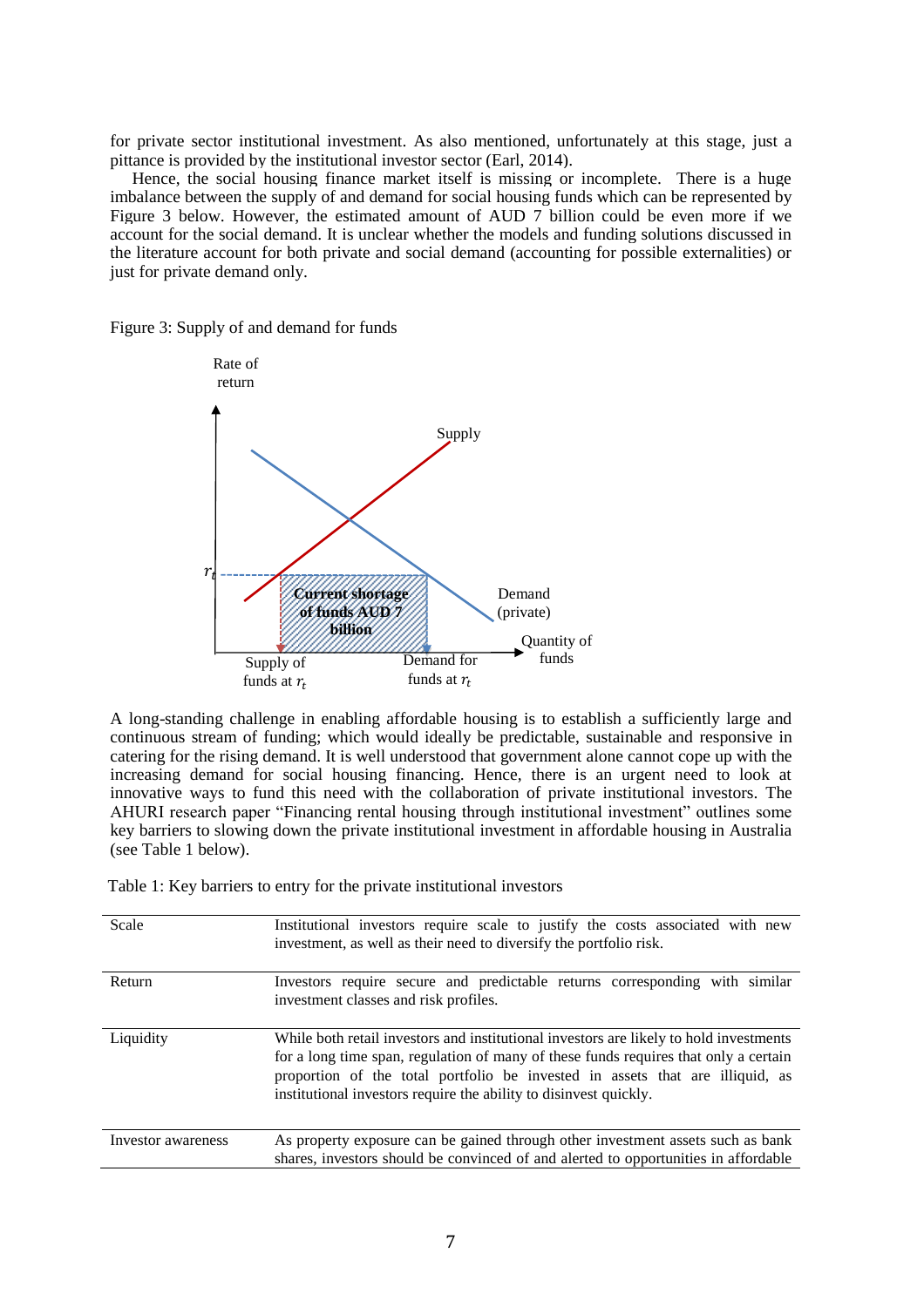for private sector institutional investment. As also mentioned, unfortunately at this stage, just a pittance is provided by the institutional investor sector (Earl, 2014).

Hence, the social housing finance market itself is missing or incomplete. There is a huge imbalance between the supply of and demand for social housing funds which can be represented by Figure 3 below. However, the estimated amount of AUD 7 billion could be even more if we account for the social demand. It is unclear whether the models and funding solutions discussed in the literature account for both private and social demand (accounting for possible externalities) or just for private demand only.

Figure 3: Supply of and demand for funds

A long-standing challenge in enabling affordable housing is to establish a sufficiently large and continuous stream of funding; which would ideally be predictable, sustainable and responsive in catering for the rising demand. It is well understood that government alone cannot cope up with the increasing demand for social housing financing. Hence, there is an urgent need to look at innovative ways to fund this need with the collaboration of private institutional investors. The AHURI research paper "Financing rental housing through institutional investment" outlines some key barriers to slowing down the private institutional investment in affordable housing in Australia (see Table 1 below).

Table 1: Key barriers to entry for the private institutional investors

| | |
|---|---|
| Scale | Institutional investors require scale to justify the costs associated with new investment, as well as their need to diversify the portfolio risk. |
| Return | Investors require secure and predictable returns corresponding with similar investment classes and risk profiles. |
| Liquidity | While both retail investors and institutional investors are likely to hold investments for a long time span, regulation of many of these funds requires that only a certain proportion of the total portfolio be invested in assets that are illiquid, as institutional investors require the ability to disinvest quickly. |
| Investor awareness | As property exposure can be gained through other investment assets such as bank shares, investors should be convinced of and alerted to opportunities in affordable |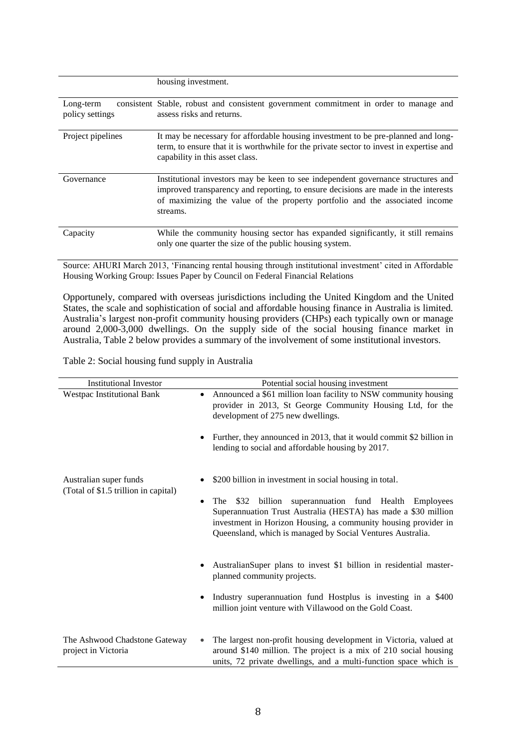| | |
|---|---|
| | housing investment. |
| Long-term consistent policy settings | Stable, robust and consistent government commitment in order to manage and assess risks and returns. |
| Project pipelines | It may be necessary for affordable housing investment to be pre-planned and long-term, to ensure that it is worthwhile for the private sector to invest in expertise and capability in this asset class. |
| Governance | Institutional investors may be keen to see independent governance structures and improved transparency and reporting, to ensure decisions are made in the interests of maximizing the value of the property portfolio and the associated income streams. |
| Capacity | While the community housing sector has expanded significantly, it still remains only one quarter the size of the public housing system. |

Source: AHURI March 2013, 'Financing rental housing through institutional investment' cited in Affordable Housing Working Group: Issues Paper by Council on Federal Financial Relations

Opportunely, compared with overseas jurisdictions including the United Kingdom and the United States, the scale and sophistication of social and affordable housing finance in Australia is limited. Australia's largest non-profit community housing providers (CHPs) each typically own or manage around 2,000-3,000 dwellings. On the supply side of the social housing finance market in Australia, Table 2 below provides a summary of the involvement of some institutional investors.

Table 2: Social housing fund supply in Australia

| Institutional Investor | Potential social housing investment |
|---|---|
| Westpac Institutional Bank | • Announced a $61 million loan facility to NSW community housing provider in 2013, St George Community Housing Ltd, for the development of 275 new dwellings.<br>• Further, they announced in 2013, that it would commit $2 billion in lending to social and affordable housing by 2017. |
| Australian super funds (Total of $1.5 trillion in capital) | • $200 billion in investment in social housing in total.<br>• The $32 billion superannuation fund Health Employees Superannuation Trust Australia (HESTA) has made a $30 million investment in Horizon Housing, a community housing provider in Queensland, which is managed by Social Ventures Australia.<br>• AustralianSuper plans to invest $1 billion in residential master-planned community projects.<br>• Industry superannuation fund Hostplus is investing in a $400 million joint venture with Villawood on the Gold Coast. |
| The Ashwood Chadstone Gateway project in Victoria | • The largest non-profit housing development in Victoria, valued at around $140 million. The project is a mix of 210 social housing units, 72 private dwellings, and a multi-function space which is |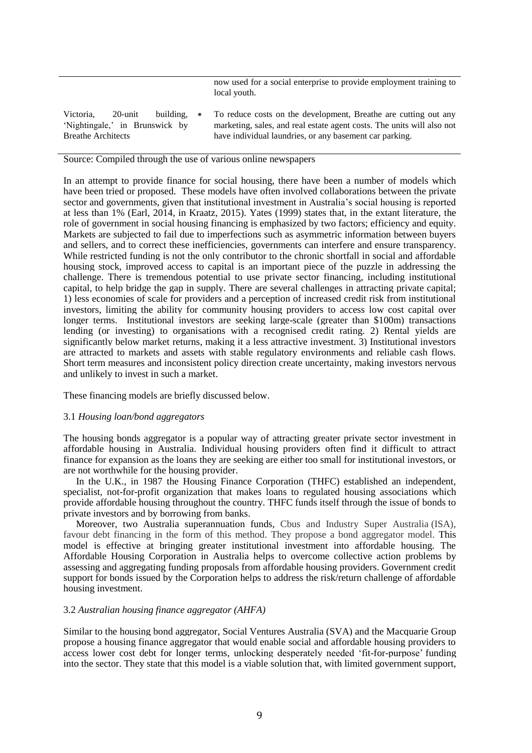| | |
|---|---|
| | now used for a social enterprise to provide employment training to local youth. |
| Victoria, 20-unit building, 'Nightingale,' in Brunswick by Breathe Architects | • To reduce costs on the development, Breathe are cutting out any marketing, sales, and real estate agent costs. The units will also not have individual laundries, or any basement car parking. |

Source: Compiled through the use of various online newspapers

In an attempt to provide finance for social housing, there have been a number of models which have been tried or proposed. These models have often involved collaborations between the private sector and governments, given that institutional investment in Australia's social housing is reported at less than 1% (Earl, 2014, in Kraatz, 2015). Yates (1999) states that, in the extant literature, the role of government in social housing financing is emphasized by two factors; efficiency and equity. Markets are subjected to fail due to imperfections such as asymmetric information between buyers and sellers, and to correct these inefficiencies, governments can interfere and ensure transparency. While restricted funding is not the only contributor to the chronic shortfall in social and affordable housing stock, improved access to capital is an important piece of the puzzle in addressing the challenge. There is tremendous potential to use private sector financing, including institutional capital, to help bridge the gap in supply. There are several challenges in attracting private capital; 1) less economies of scale for providers and a perception of increased credit risk from institutional investors, limiting the ability for community housing providers to access low cost capital over longer terms. Institutional investors are seeking large-scale (greater than $100m) transactions lending (or investing) to organisations with a recognised credit rating. 2) Rental yields are significantly below market returns, making it a less attractive investment. 3) Institutional investors are attracted to markets and assets with stable regulatory environments and reliable cash flows. Short term measures and inconsistent policy direction create uncertainty, making investors nervous and unlikely to invest in such a market.

These financing models are briefly discussed below.

### 3.1 *Housing loan/bond aggregators*

The housing bonds aggregator is a popular way of attracting greater private sector investment in affordable housing in Australia. Individual housing providers often find it difficult to attract finance for expansion as the loans they are seeking are either too small for institutional investors, or are not worthwhile for the housing provider.

In the U.K., in 1987 the Housing Finance Corporation (THFC) established an independent, specialist, not-for-profit organization that makes loans to regulated housing associations which provide affordable housing throughout the country. THFC funds itself through the issue of bonds to private investors and by borrowing from banks.

Moreover, two Australia superannuation funds, Cbus and Industry Super Australia (ISA), favour debt financing in the form of this method. They propose a bond aggregator model. This model is effective at bringing greater institutional investment into affordable housing. The Affordable Housing Corporation in Australia helps to overcome collective action problems by assessing and aggregating funding proposals from affordable housing providers. Government credit support for bonds issued by the Corporation helps to address the risk/return challenge of affordable housing investment.

### 3.2 *Australian housing finance aggregator (AHFA)*

Similar to the housing bond aggregator, Social Ventures Australia (SVA) and the Macquarie Group propose a housing finance aggregator that would enable social and affordable housing providers to access lower cost debt for longer terms, unlocking desperately needed 'fit-for-purpose' funding into the sector. They state that this model is a viable solution that, with limited government support,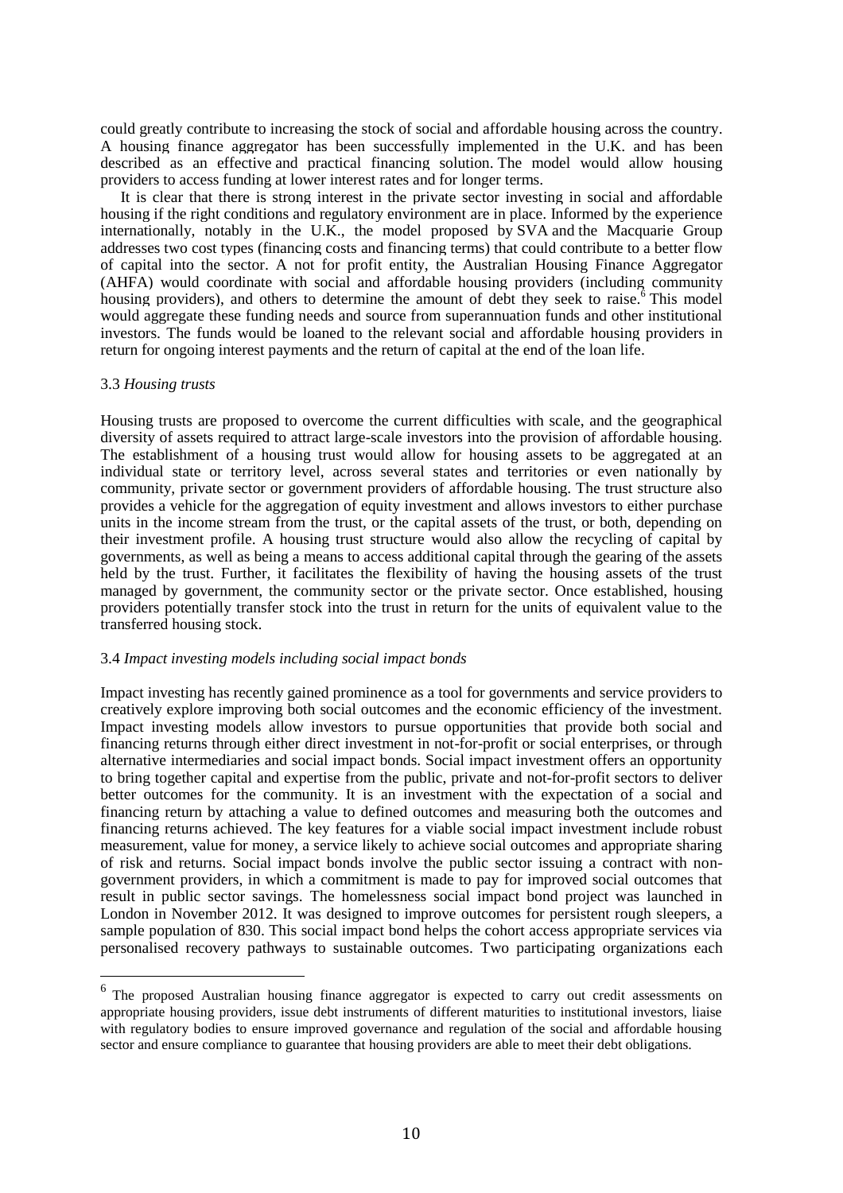could greatly contribute to increasing the stock of social and affordable housing across the country. A housing finance aggregator has been successfully implemented in the U.K. and has been described as an effective and practical financing solution. The model would allow housing providers to access funding at lower interest rates and for longer terms.

It is clear that there is strong interest in the private sector investing in social and affordable housing if the right conditions and regulatory environment are in place. Informed by the experience internationally, notably in the U.K., the model proposed by SVA and the Macquarie Group addresses two cost types (financing costs and financing terms) that could contribute to a better flow of capital into the sector. A not for profit entity, the Australian Housing Finance Aggregator (AHFA) would coordinate with social and affordable housing providers (including community housing providers), and others to determine the amount of debt they seek to raise.[6] This model would aggregate these funding needs and source from superannuation funds and other institutional investors. The funds would be loaned to the relevant social and affordable housing providers in return for ongoing interest payments and the return of capital at the end of the loan life.

### 3.3 *Housing trusts*

Housing trusts are proposed to overcome the current difficulties with scale, and the geographical diversity of assets required to attract large-scale investors into the provision of affordable housing. The establishment of a housing trust would allow for housing assets to be aggregated at an individual state or territory level, across several states and territories or even nationally by community, private sector or government providers of affordable housing. The trust structure also provides a vehicle for the aggregation of equity investment and allows investors to either purchase units in the income stream from the trust, or the capital assets of the trust, or both, depending on their investment profile. A housing trust structure would also allow the recycling of capital by governments, as well as being a means to access additional capital through the gearing of the assets held by the trust. Further, it facilitates the flexibility of having the housing assets of the trust managed by government, the community sector or the private sector. Once established, housing providers potentially transfer stock into the trust in return for the units of equivalent value to the transferred housing stock.

### 3.4 *Impact investing models including social impact bonds*

Impact investing has recently gained prominence as a tool for governments and service providers to creatively explore improving both social outcomes and the economic efficiency of the investment. Impact investing models allow investors to pursue opportunities that provide both social and financing returns through either direct investment in not-for-profit or social enterprises, or through alternative intermediaries and social impact bonds. Social impact investment offers an opportunity to bring together capital and expertise from the public, private and not-for-profit sectors to deliver better outcomes for the community. It is an investment with the expectation of a social and financing return by attaching a value to defined outcomes and measuring both the outcomes and financing returns achieved. The key features for a viable social impact investment include robust measurement, value for money, a service likely to achieve social outcomes and appropriate sharing of risk and returns. Social impact bonds involve the public sector issuing a contract with non-government providers, in which a commitment is made to pay for improved social outcomes that result in public sector savings. The homelessness social impact bond project was launched in London in November 2012. It was designed to improve outcomes for persistent rough sleepers, a sample population of 830. This social impact bond helps the cohort access appropriate services via personalised recovery pathways to sustainable outcomes. Two participating organizations each

---

[6] The proposed Australian housing finance aggregator is expected to carry out credit assessments on appropriate housing providers, issue debt instruments of different maturities to institutional investors, liaise with regulatory bodies to ensure improved governance and regulation of the social and affordable housing sector and ensure compliance to guarantee that housing providers are able to meet their debt obligations.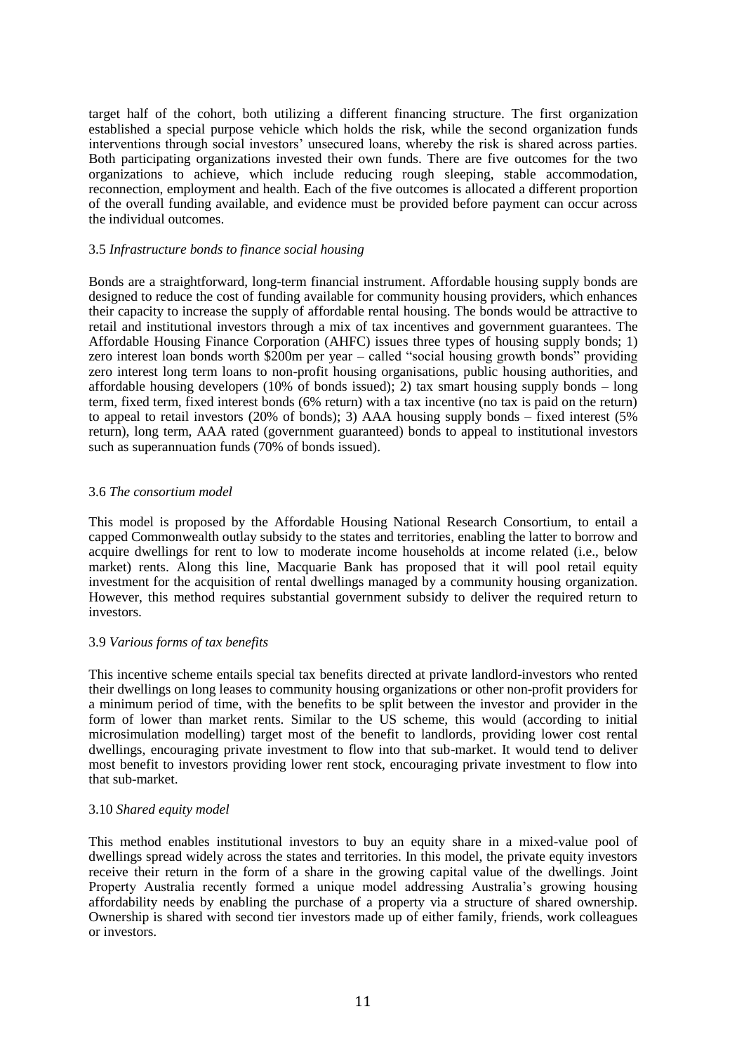target half of the cohort, both utilizing a different financing structure. The first organization established a special purpose vehicle which holds the risk, while the second organization funds interventions through social investors' unsecured loans, whereby the risk is shared across parties. Both participating organizations invested their own funds. There are five outcomes for the two organizations to achieve, which include reducing rough sleeping, stable accommodation, reconnection, employment and health. Each of the five outcomes is allocated a different proportion of the overall funding available, and evidence must be provided before payment can occur across the individual outcomes.

### 3.5 *Infrastructure bonds to finance social housing*

Bonds are a straightforward, long-term financial instrument. Affordable housing supply bonds are designed to reduce the cost of funding available for community housing providers, which enhances their capacity to increase the supply of affordable rental housing. The bonds would be attractive to retail and institutional investors through a mix of tax incentives and government guarantees. The Affordable Housing Finance Corporation (AHFC) issues three types of housing supply bonds; 1) zero interest loan bonds worth $200m per year – called "social housing growth bonds" providing zero interest long term loans to non-profit housing organisations, public housing authorities, and affordable housing developers (10% of bonds issued); 2) tax smart housing supply bonds – long term, fixed term, fixed interest bonds (6% return) with a tax incentive (no tax is paid on the return) to appeal to retail investors (20% of bonds); 3) AAA housing supply bonds – fixed interest (5% return), long term, AAA rated (government guaranteed) bonds to appeal to institutional investors such as superannuation funds (70% of bonds issued).

### 3.6 *The consortium model*

This model is proposed by the Affordable Housing National Research Consortium, to entail a capped Commonwealth outlay subsidy to the states and territories, enabling the latter to borrow and acquire dwellings for rent to low to moderate income households at income related (i.e., below market) rents. Along this line, Macquarie Bank has proposed that it will pool retail equity investment for the acquisition of rental dwellings managed by a community housing organization. However, this method requires substantial government subsidy to deliver the required return to investors.

### 3.9 *Various forms of tax benefits*

This incentive scheme entails special tax benefits directed at private landlord-investors who rented their dwellings on long leases to community housing organizations or other non-profit providers for a minimum period of time, with the benefits to be split between the investor and provider in the form of lower than market rents. Similar to the US scheme, this would (according to initial microsimulation modelling) target most of the benefit to landlords, providing lower cost rental dwellings, encouraging private investment to flow into that sub-market. It would tend to deliver most benefit to investors providing lower rent stock, encouraging private investment to flow into that sub-market.

### 3.10 *Shared equity model*

This method enables institutional investors to buy an equity share in a mixed-value pool of dwellings spread widely across the states and territories. In this model, the private equity investors receive their return in the form of a share in the growing capital value of the dwellings. Joint Property Australia recently formed a unique model addressing Australia's growing housing affordability needs by enabling the purchase of a property via a structure of shared ownership. Ownership is shared with second tier investors made up of either family, friends, work colleagues or investors.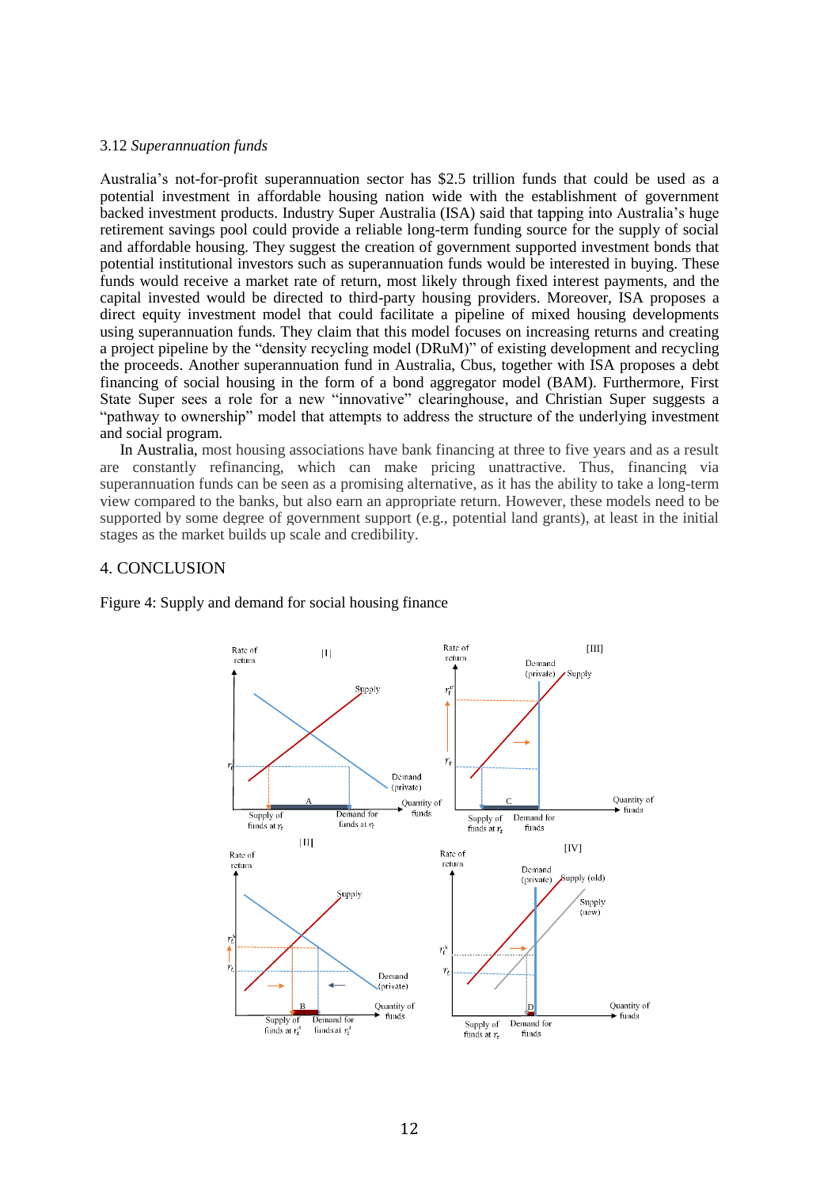### 3.12 *Superannuation funds*

Australia's not-for-profit superannuation sector has $2.5 trillion funds that could be used as a potential investment in affordable housing nation wide with the establishment of government backed investment products. Industry Super Australia (ISA) said that tapping into Australia's huge retirement savings pool could provide a reliable long-term funding source for the supply of social and affordable housing. They suggest the creation of government supported investment bonds that potential institutional investors such as superannuation funds would be interested in buying. These funds would receive a market rate of return, most likely through fixed interest payments, and the capital invested would be directed to third-party housing providers. Moreover, ISA proposes a direct equity investment model that could facilitate a pipeline of mixed housing developments using superannuation funds. They claim that this model focuses on increasing returns and creating a project pipeline by the "density recycling model (DRuM)" of existing development and recycling the proceeds. Another superannuation fund in Australia, Cbus, together with ISA proposes a debt financing of social housing in the form of a bond aggregator model (BAM). Furthermore, First State Super sees a role for a new "innovative" clearinghouse, and Christian Super suggests a "pathway to ownership" model that attempts to address the structure of the underlying investment and social program.

In Australia, most housing associations have bank financing at three to five years and as a result are constantly refinancing, which can make pricing unattractive. Thus, financing via superannuation funds can be seen as a promising alternative, as it has the ability to take a long-term view compared to the banks, but also earn an appropriate return. However, these models need to be supported by some degree of government support (e.g., potential land grants), at least in the initial stages as the market builds up scale and credibility.

## 4. CONCLUSION

Figure 4: Supply and demand for social housing finance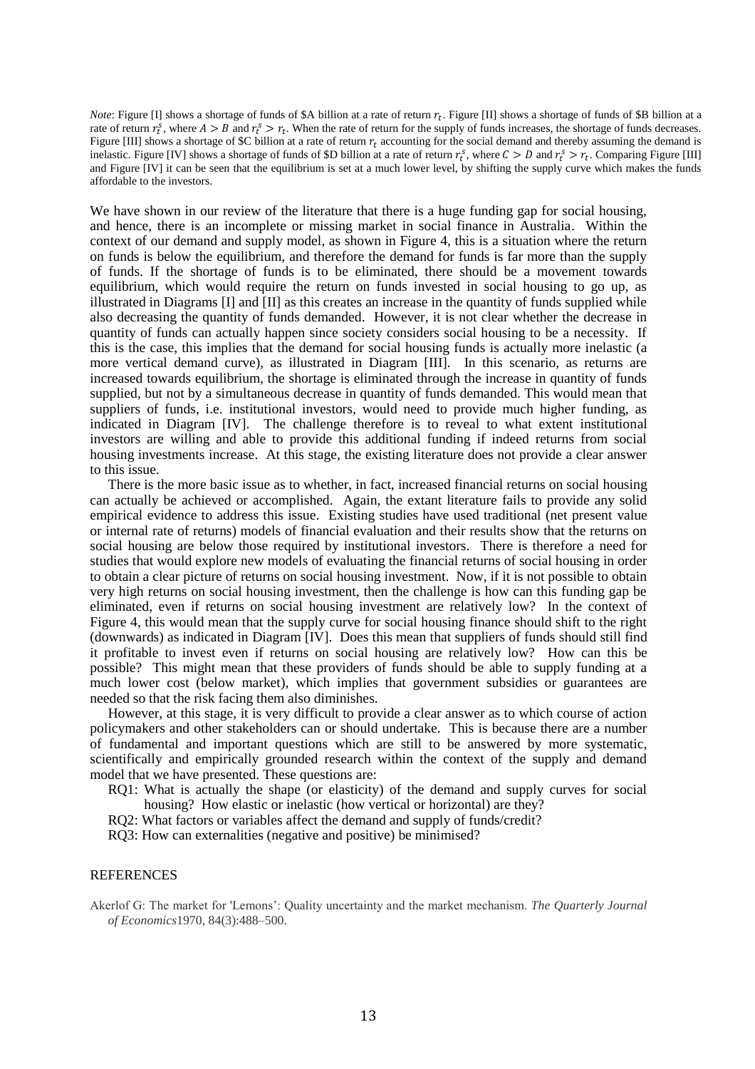*Note*: Figure [I] shows a shortage of funds of \$A billion at a rate of return $r_t$. Figure [II] shows a shortage of funds of \$B billion at a rate of return $r_t^s$, where $A > B$ and $r_t^s > r_t$. When the rate of return for the supply of funds increases, the shortage of funds decreases. Figure [III] shows a shortage of \$C billion at a rate of return $r_t$ accounting for the social demand and thereby assuming the demand is inelastic. Figure [IV] shows a shortage of funds of \$D billion at a rate of return $r_t^s$, where $C > D$ and $r_t^s > r_t$. Comparing Figure [III] and Figure [IV] it can be seen that the equilibrium is set at a much lower level, by shifting the supply curve which makes the funds affordable to the investors.

We have shown in our review of the literature that there is a huge funding gap for social housing, and hence, there is an incomplete or missing market in social finance in Australia. Within the context of our demand and supply model, as shown in Figure 4, this is a situation where the return on funds is below the equilibrium, and therefore the demand for funds is far more than the supply of funds. If the shortage of funds is to be eliminated, there should be a movement towards equilibrium, which would require the return on funds invested in social housing to go up, as illustrated in Diagrams [I] and [II] as this creates an increase in the quantity of funds supplied while also decreasing the quantity of funds demanded. However, it is not clear whether the decrease in quantity of funds can actually happen since society considers social housing to be a necessity. If this is the case, this implies that the demand for social housing funds is actually more inelastic (a more vertical demand curve), as illustrated in Diagram [III]. In this scenario, as returns are increased towards equilibrium, the shortage is eliminated through the increase in quantity of funds supplied, but not by a simultaneous decrease in quantity of funds demanded. This would mean that suppliers of funds, i.e. institutional investors, would need to provide much higher funding, as indicated in Diagram [IV]. The challenge therefore is to reveal to what extent institutional investors are willing and able to provide this additional funding if indeed returns from social housing investments increase. At this stage, the existing literature does not provide a clear answer to this issue.

There is the more basic issue as to whether, in fact, increased financial returns on social housing can actually be achieved or accomplished. Again, the extant literature fails to provide any solid empirical evidence to address this issue. Existing studies have used traditional (net present value or internal rate of returns) models of financial evaluation and their results show that the returns on social housing are below those required by institutional investors. There is therefore a need for studies that would explore new models of evaluating the financial returns of social housing in order to obtain a clear picture of returns on social housing investment. Now, if it is not possible to obtain very high returns on social housing investment, then the challenge is how can this funding gap be eliminated, even if returns on social housing investment are relatively low? In the context of Figure 4, this would mean that the supply curve for social housing finance should shift to the right (downwards) as indicated in Diagram [IV]. Does this mean that suppliers of funds should still find it profitable to invest even if returns on social housing are relatively low? How can this be possible? This might mean that these providers of funds should be able to supply funding at a much lower cost (below market), which implies that government subsidies or guarantees are needed so that the risk facing them also diminishes.

However, at this stage, it is very difficult to provide a clear answer as to which course of action policymakers and other stakeholders can or should undertake. This is because there are a number of fundamental and important questions which are still to be answered by more systematic, scientifically and empirically grounded research within the context of the supply and demand model that we have presented. These questions are:

- RQ1: What is actually the shape (or elasticity) of the demand and supply curves for social housing? How elastic or inelastic (how vertical or horizontal) are they?
- RQ2: What factors or variables affect the demand and supply of funds/credit?
- RQ3: How can externalities (negative and positive) be minimised?

## REFERENCES

Akerlof G: The market for 'Lemons': Quality uncertainty and the market mechanism. *The Quarterly Journal of Economics*1970, 84(3):488–500.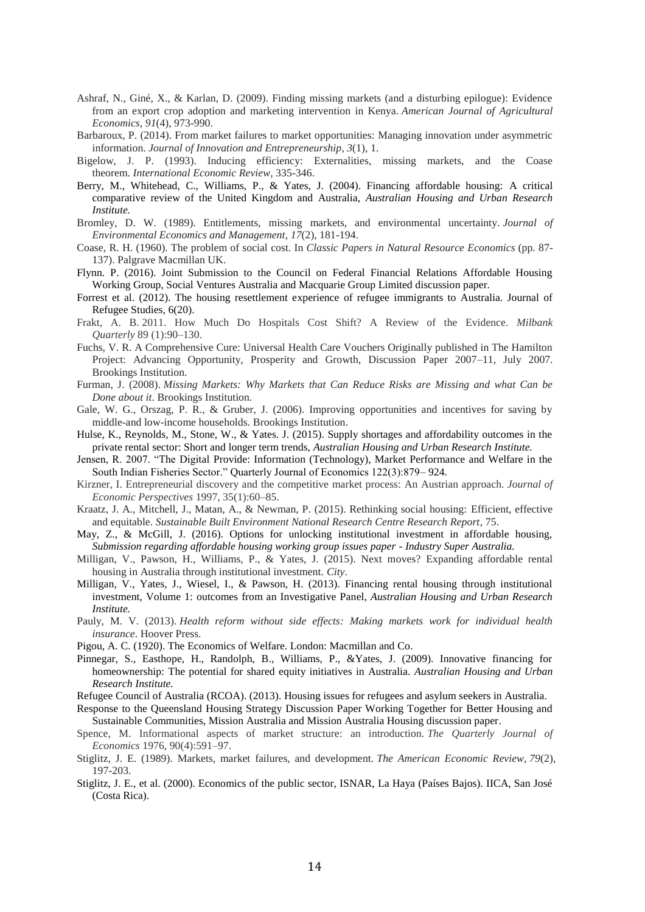Ashraf, N., Giné, X., & Karlan, D. (2009). Finding missing markets (and a disturbing epilogue): Evidence from an export crop adoption and marketing intervention in Kenya. *American Journal of Agricultural Economics*, *91*(4), 973-990.

Barbaroux, P. (2014). From market failures to market opportunities: Managing innovation under asymmetric information. *Journal of Innovation and Entrepreneurship*, *3*(1), 1.

Bigelow, J. P. (1993). Inducing efficiency: Externalities, missing markets, and the Coase theorem. *International Economic Review*, 335-346.

Berry, M., Whitehead, C., Williams, P., & Yates, J. (2004). Financing affordable housing: A critical comparative review of the United Kingdom and Australia, *Australian Housing and Urban Research Institute.*

Bromley, D. W. (1989). Entitlements, missing markets, and environmental uncertainty. *Journal of Environmental Economics and Management*, *17*(2), 181-194.

Coase, R. H. (1960). The problem of social cost. In *Classic Papers in Natural Resource Economics* (pp. 87-137). Palgrave Macmillan UK.

Flynn. P. (2016). Joint Submission to the Council on Federal Financial Relations Affordable Housing Working Group, Social Ventures Australia and Macquarie Group Limited discussion paper.

Forrest et al. (2012). The housing resettlement experience of refugee immigrants to Australia. Journal of Refugee Studies, 6(20).

Frakt, A. B. 2011. How Much Do Hospitals Cost Shift? A Review of the Evidence. *Milbank Quarterly* 89 (1):90–130.

Fuchs, V. R. A Comprehensive Cure: Universal Health Care Vouchers Originally published in The Hamilton Project: Advancing Opportunity, Prosperity and Growth, Discussion Paper 2007–11, July 2007. Brookings Institution.

Furman, J. (2008). *Missing Markets: Why Markets that Can Reduce Risks are Missing and what Can be Done about it*. Brookings Institution.

Gale, W. G., Orszag, P. R., & Gruber, J. (2006). Improving opportunities and incentives for saving by middle-and low-income households. Brookings Institution.

Hulse, K., Reynolds, M., Stone, W., & Yates. J. (2015). Supply shortages and affordability outcomes in the private rental sector: Short and longer term trends, *Australian Housing and Urban Research Institute.*

Jensen, R. 2007. "The Digital Provide: Information (Technology), Market Performance and Welfare in the South Indian Fisheries Sector." Quarterly Journal of Economics 122(3):879– 924.

Kirzner, I. Entrepreneurial discovery and the competitive market process: An Austrian approach. *Journal of Economic Perspectives* 1997, 35(1):60–85.

Kraatz, J. A., Mitchell, J., Matan, A., & Newman, P. (2015). Rethinking social housing: Efficient, effective and equitable. *Sustainable Built Environment National Research Centre Research Report*, 75.

May, Z., & McGill, J. (2016). Options for unlocking institutional investment in affordable housing, *Submission regarding affordable housing working group issues paper - Industry Super Australia.*

Milligan, V., Pawson, H., Williams, P., & Yates, J. (2015). Next moves? Expanding affordable rental housing in Australia through institutional investment. *City*.

Milligan, V., Yates, J., Wiesel, I., & Pawson, H. (2013). Financing rental housing through institutional investment, Volume 1: outcomes from an Investigative Panel, *Australian Housing and Urban Research Institute.*

Pauly, M. V. (2013). *Health reform without side effects: Making markets work for individual health insurance*. Hoover Press.

Pigou, A. C. (1920). The Economics of Welfare. London: Macmillan and Co.

Pinnegar, S., Easthope, H., Randolph, B., Williams, P., &Yates, J. (2009). Innovative financing for homeownership: The potential for shared equity initiatives in Australia. *Australian Housing and Urban Research Institute.*

Refugee Council of Australia (RCOA). (2013). Housing issues for refugees and asylum seekers in Australia.

Response to the Queensland Housing Strategy Discussion Paper Working Together for Better Housing and Sustainable Communities, Mission Australia and Mission Australia Housing discussion paper.

Spence, M. Informational aspects of market structure: an introduction. *The Quarterly Journal of Economics* 1976, 90(4):591–97.

Stiglitz, J. E. (1989). Markets, market failures, and development. *The American Economic Review*, *79*(2), 197-203.

Stiglitz, J. E., et al. (2000). Economics of the public sector, ISNAR, La Haya (Países Bajos). IICA, San José (Costa Rica).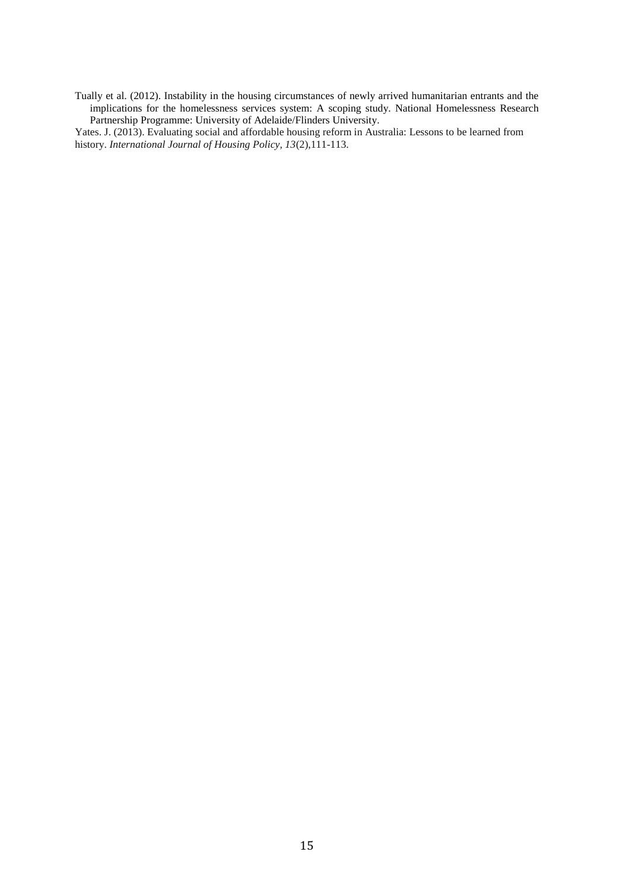Tually et al. (2012). Instability in the housing circumstances of newly arrived humanitarian entrants and the implications for the homelessness services system: A scoping study. National Homelessness Research Partnership Programme: University of Adelaide/Flinders University.

Yates. J. (2013). Evaluating social and affordable housing reform in Australia: Lessons to be learned from history. *International Journal of Housing Policy*, *13*(2),111-113.